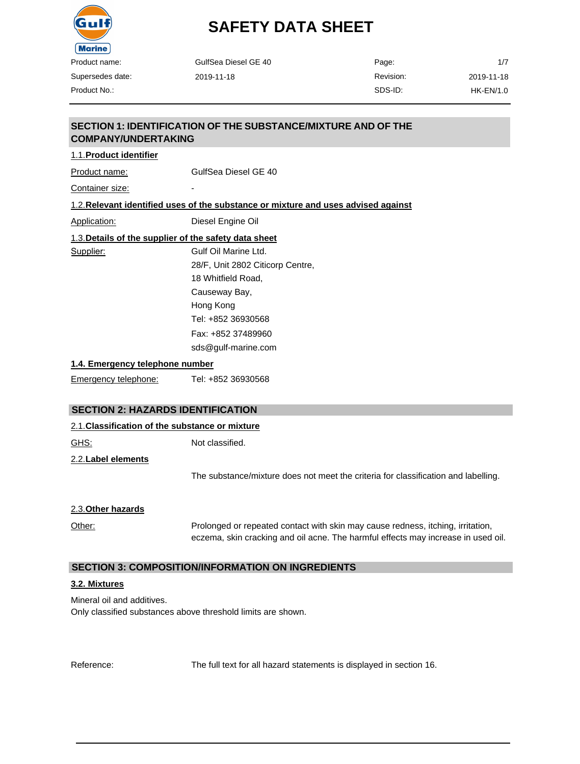# SAFETY DATA SHEET

| Product name: | GulfSea Diesel GE 40 | Page: | 1/7 |
|---|---|---|---|
| Supersedes date: | 2019-11-18 | Revision: | 2019-11-18 |
| Product No.: | | SDS-ID: | HK-EN/1.0 |

## SECTION 1: IDENTIFICATION OF THE SUBSTANCE/MIXTURE AND OF THE COMPANY/UNDERTAKING

### 1.1. Product identifier

Product name: GulfSea Diesel GE 40

Container size: -

### 1.2. Relevant identified uses of the substance or mixture and uses advised against

Application: Diesel Engine Oil

### 1.3. Details of the supplier of the safety data sheet

Supplier: Gulf Oil Marine Ltd.
28/F, Unit 2802 Citicorp Centre,
18 Whitfield Road,
Causeway Bay,
Hong Kong
Tel: +852 36930568
Fax: +852 37489960
sds@gulf-marine.com

### 1.4. Emergency telephone number

Emergency telephone: Tel: +852 36930568

## SECTION 2: HAZARDS IDENTIFICATION

### 2.1. Classification of the substance or mixture

GHS: Not classified.

### 2.2. Label elements

The substance/mixture does not meet the criteria for classification and labelling.

### 2.3. Other hazards

Other: Prolonged or repeated contact with skin may cause redness, itching, irritation, eczema, skin cracking and oil acne. The harmful effects may increase in used oil.

## SECTION 3: COMPOSITION/INFORMATION ON INGREDIENTS

### 3.2. Mixtures

Mineral oil and additives.
Only classified substances above threshold limits are shown.

Reference: The full text for all hazard statements is displayed in section 16.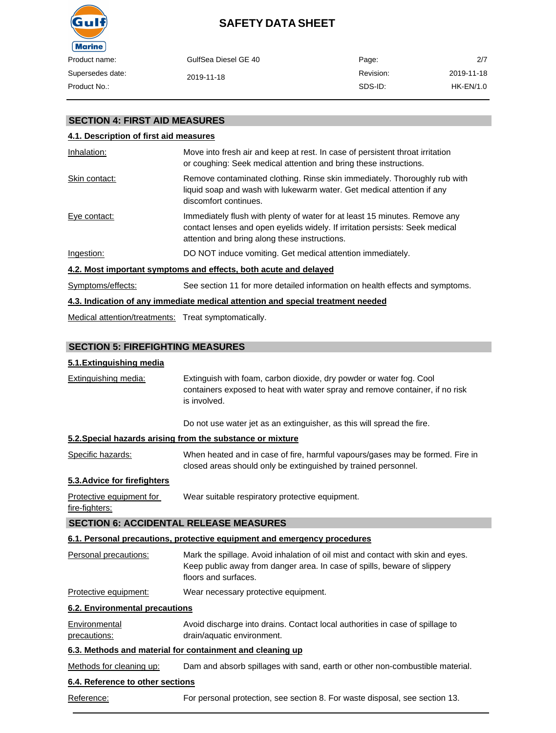## SECTION 4: FIRST AID MEASURES

### 4.1. Description of first aid measures

| | |
|---|---|
| Inhalation: | Move into fresh air and keep at rest. In case of persistent throat irritation or coughing: Seek medical attention and bring these instructions. |
| Skin contact: | Remove contaminated clothing. Rinse skin immediately. Thoroughly rub with liquid soap and wash with lukewarm water. Get medical attention if any discomfort continues. |
| Eye contact: | Immediately flush with plenty of water for at least 15 minutes. Remove any contact lenses and open eyelids widely. If irritation persists: Seek medical attention and bring along these instructions. |
| Ingestion: | DO NOT induce vomiting. Get medical attention immediately. |

### 4.2. Most important symptoms and effects, both acute and delayed

| | |
|---|---|
| Symptoms/effects: | See section 11 for more detailed information on health effects and symptoms. |

### 4.3. Indication of any immediate medical attention and special treatment needed

| | |
|---|---|
| Medical attention/treatments: | Treat symptomatically. |

## SECTION 5: FIREFIGHTING MEASURES

### 5.1.Extinguishing media

| | |
|---|---|
| Extinguishing media: | Extinguish with foam, carbon dioxide, dry powder or water fog. Cool containers exposed to heat with water spray and remove container, if no risk is involved.<br><br>Do not use water jet as an extinguisher, as this will spread the fire. |

### 5.2.Special hazards arising from the substance or mixture

| | |
|---|---|
| Specific hazards: | When heated and in case of fire, harmful vapours/gases may be formed. Fire in closed areas should only be extinguished by trained personnel. |

### 5.3.Advice for firefighters

| | |
|---|---|
| Protective equipment for fire-fighters: | Wear suitable respiratory protective equipment. |

## SECTION 6: ACCIDENTAL RELEASE MEASURES

### 6.1. Personal precautions, protective equipment and emergency procedures

| | |
|---|---|
| Personal precautions: | Mark the spillage. Avoid inhalation of oil mist and contact with skin and eyes. Keep public away from danger area. In case of spills, beware of slippery floors and surfaces. |
| Protective equipment: | Wear necessary protective equipment. |

### 6.2. Environmental precautions

| | |
|---|---|
| Environmental precautions: | Avoid discharge into drains. Contact local authorities in case of spillage to drain/aquatic environment. |

### 6.3. Methods and material for containment and cleaning up

| | |
|---|---|
| Methods for cleaning up: | Dam and absorb spillages with sand, earth or other non-combustible material. |

### 6.4. Reference to other sections

| | |
|---|---|
| Reference: | For personal protection, see section 8. For waste disposal, see section 13. |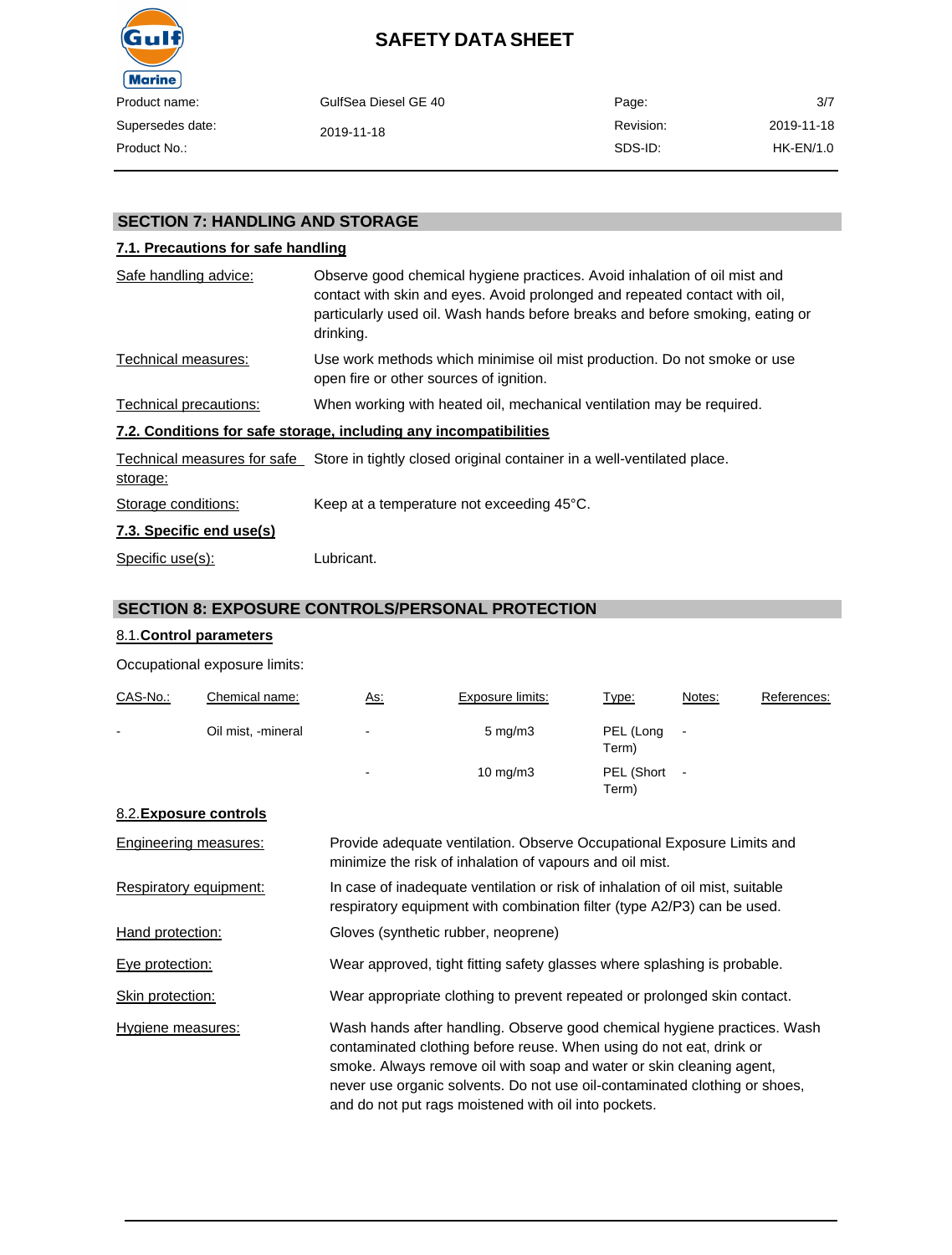## SECTION 7: HANDLING AND STORAGE

### 7.1. Precautions for safe handling

**Safe handling advice:** Observe good chemical hygiene practices. Avoid inhalation of oil mist and contact with skin and eyes. Avoid prolonged and repeated contact with oil, particularly used oil. Wash hands before breaks and before smoking, eating or drinking.

**Technical measures:** Use work methods which minimise oil mist production. Do not smoke or use open fire or other sources of ignition.

**Technical precautions:** When working with heated oil, mechanical ventilation may be required.

### 7.2. Conditions for safe storage, including any incompatibilities

**Technical measures for safe storage:** Store in tightly closed original container in a well-ventilated place.

**Storage conditions:** Keep at a temperature not exceeding 45°C.

### 7.3. Specific end use(s)

**Specific use(s):** Lubricant.

## SECTION 8: EXPOSURE CONTROLS/PERSONAL PROTECTION

### 8.1. Control parameters

Occupational exposure limits:

| CAS-No.: | Chemical name: | As: | Exposure limits: | Type: | Notes: | References: |
|---|---|---|---|---|---|---|
| - | Oil mist, -mineral | - | 5 mg/m3 | PEL (Long Term) | - | |
| | | - | 10 mg/m3 | PEL (Short Term) | - | |

### 8.2. Exposure controls

**Engineering measures:** Provide adequate ventilation. Observe Occupational Exposure Limits and minimize the risk of inhalation of vapours and oil mist.

**Respiratory equipment:** In case of inadequate ventilation or risk of inhalation of oil mist, suitable respiratory equipment with combination filter (type A2/P3) can be used.

**Hand protection:** Gloves (synthetic rubber, neoprene)

**Eye protection:** Wear approved, tight fitting safety glasses where splashing is probable.

**Skin protection:** Wear appropriate clothing to prevent repeated or prolonged skin contact.

**Hygiene measures:** Wash hands after handling. Observe good chemical hygiene practices. Wash contaminated clothing before reuse. When using do not eat, drink or smoke. Always remove oil with soap and water or skin cleaning agent, never use organic solvents. Do not use oil-contaminated clothing or shoes, and do not put rags moistened with oil into pockets.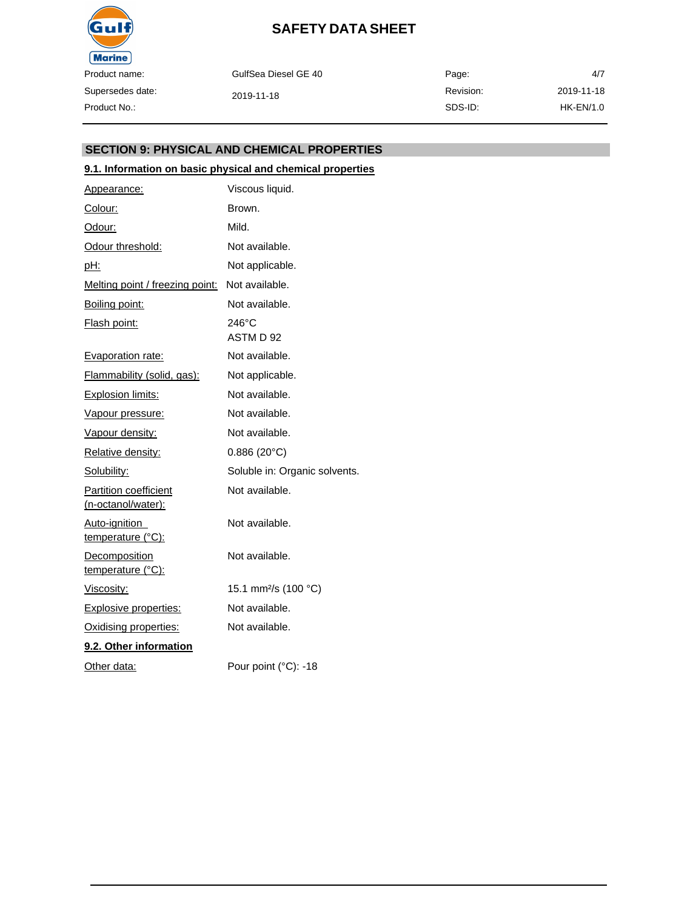## SECTION 9: PHYSICAL AND CHEMICAL PROPERTIES

### 9.1. Information on basic physical and chemical properties

| | |
|---|---|
| Appearance: | Viscous liquid. |
| Colour: | Brown. |
| Odour: | Mild. |
| Odour threshold: | Not available. |
| pH: | Not applicable. |
| Melting point / freezing point: | Not available. |
| Boiling point: | Not available. |
| Flash point: | 246°C<br>ASTM D 92 |
| Evaporation rate: | Not available. |
| Flammability (solid, gas): | Not applicable. |
| Explosion limits: | Not available. |
| Vapour pressure: | Not available. |
| Vapour density: | Not available. |
| Relative density: | 0.886 (20°C) |
| Solubility: | Soluble in: Organic solvents. |
| Partition coefficient (n-octanol/water): | Not available. |
| Auto-ignition temperature (°C): | Not available. |
| Decomposition temperature (°C): | Not available. |
| Viscosity: | 15.1 $mm^2/s$ (100 °C) |
| Explosive properties: | Not available. |
| Oxidising properties: | Not available. |

### 9.2. Other information

| | |
|---|---|
| Other data: | Pour point (°C): -18 |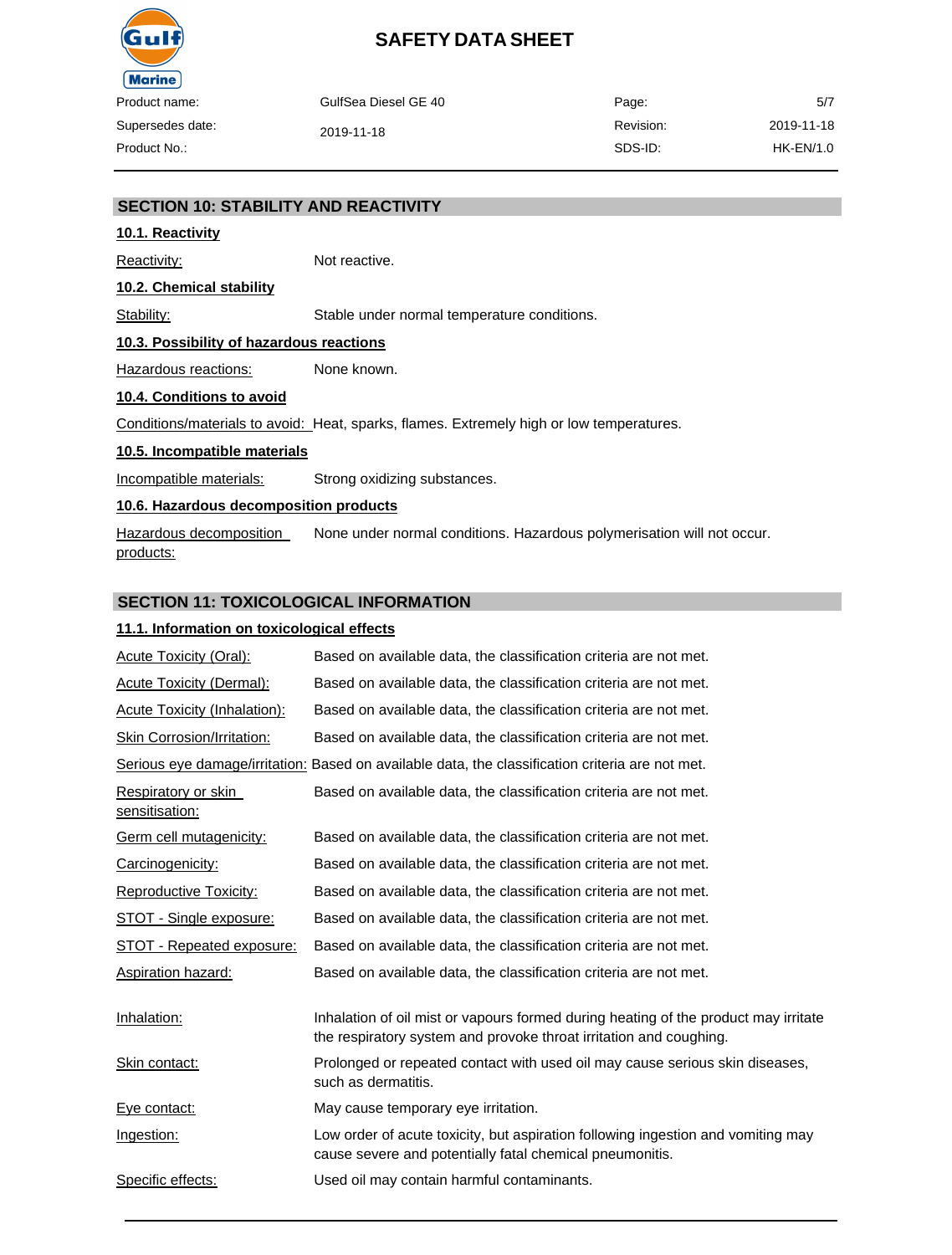## SECTION 10: STABILITY AND REACTIVITY

### 10.1. Reactivity

Reactivity: Not reactive.

### 10.2. Chemical stability

Stability: Stable under normal temperature conditions.

### 10.3. Possibility of hazardous reactions

Hazardous reactions: None known.

### 10.4. Conditions to avoid

Conditions/materials to avoid: Heat, sparks, flames. Extremely high or low temperatures.

### 10.5. Incompatible materials

Incompatible materials: Strong oxidizing substances.

### 10.6. Hazardous decomposition products

Hazardous decomposition products: None under normal conditions. Hazardous polymerisation will not occur.

## SECTION 11: TOXICOLOGICAL INFORMATION

### 11.1. Information on toxicological effects

Acute Toxicity (Oral): Based on available data, the classification criteria are not met.

Acute Toxicity (Dermal): Based on available data, the classification criteria are not met.

Acute Toxicity (Inhalation): Based on available data, the classification criteria are not met.

Skin Corrosion/Irritation: Based on available data, the classification criteria are not met.

Serious eye damage/irritation: Based on available data, the classification criteria are not met.

Respiratory or skin sensitisation: Based on available data, the classification criteria are not met.

Germ cell mutagenicity: Based on available data, the classification criteria are not met.

Carcinogenicity: Based on available data, the classification criteria are not met.

Reproductive Toxicity: Based on available data, the classification criteria are not met.

STOT - Single exposure: Based on available data, the classification criteria are not met.

STOT - Repeated exposure: Based on available data, the classification criteria are not met.

Aspiration hazard: Based on available data, the classification criteria are not met.

Inhalation: Inhalation of oil mist or vapours formed during heating of the product may irritate the respiratory system and provoke throat irritation and coughing.

Skin contact: Prolonged or repeated contact with used oil may cause serious skin diseases, such as dermatitis.

Eye contact: May cause temporary eye irritation.

Ingestion: Low order of acute toxicity, but aspiration following ingestion and vomiting may cause severe and potentially fatal chemical pneumonitis.

Specific effects: Used oil may contain harmful contaminants.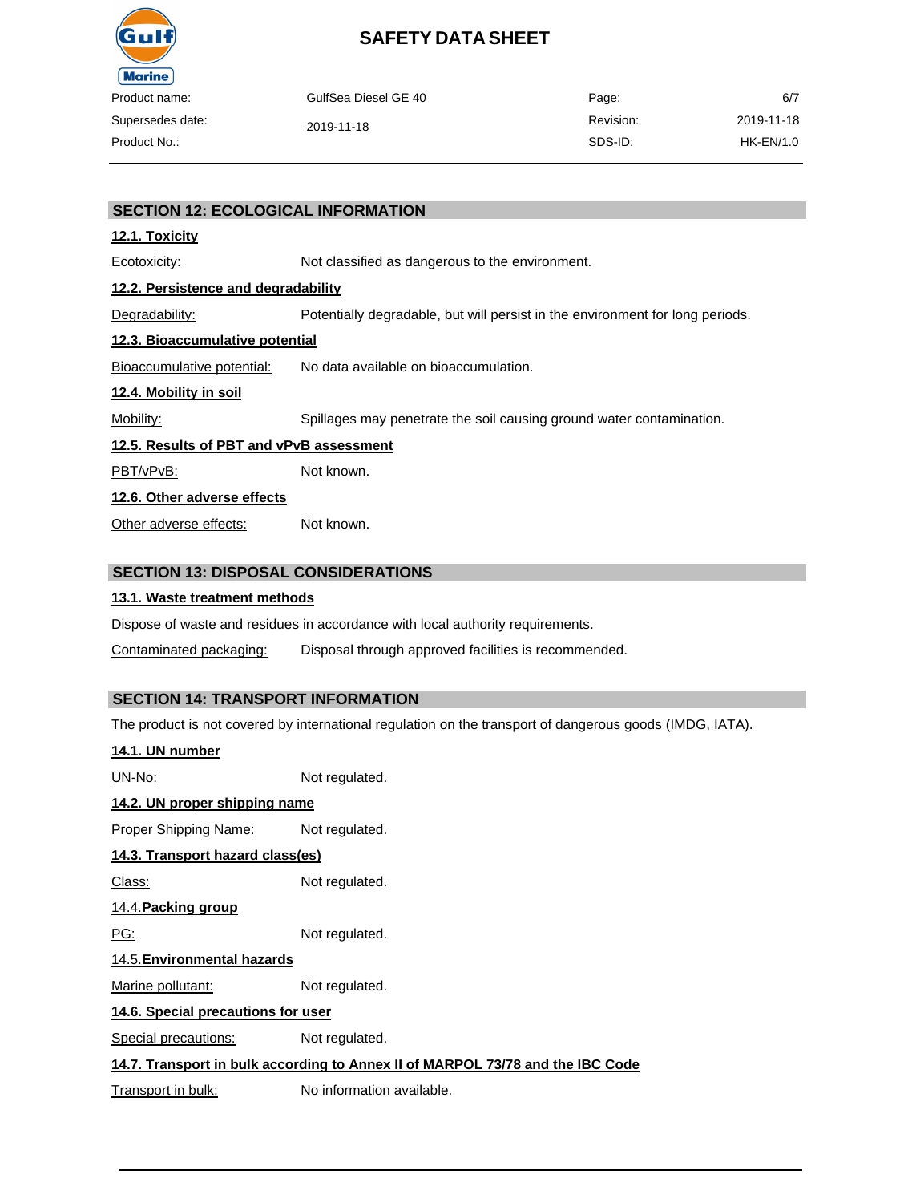## SECTION 12: ECOLOGICAL INFORMATION

### 12.1. Toxicity

Ecotoxicity: Not classified as dangerous to the environment.

### 12.2. Persistence and degradability

Degradability: Potentially degradable, but will persist in the environment for long periods.

### 12.3. Bioaccumulative potential

Bioaccumulative potential: No data available on bioaccumulation.

### 12.4. Mobility in soil

Mobility: Spillages may penetrate the soil causing ground water contamination.

### 12.5. Results of PBT and vPvB assessment

PBT/vPvB: Not known.

### 12.6. Other adverse effects

Other adverse effects: Not known.

## SECTION 13: DISPOSAL CONSIDERATIONS

### 13.1. Waste treatment methods

Dispose of waste and residues in accordance with local authority requirements.

Contaminated packaging: Disposal through approved facilities is recommended.

## SECTION 14: TRANSPORT INFORMATION

The product is not covered by international regulation on the transport of dangerous goods (IMDG, IATA).

### 14.1. UN number

UN-No: Not regulated.

### 14.2. UN proper shipping name

Proper Shipping Name: Not regulated.

### 14.3. Transport hazard class(es)

Class: Not regulated.

### 14.4. Packing group

PG: Not regulated.

### 14.5. Environmental hazards

Marine pollutant: Not regulated.

### 14.6. Special precautions for user

Special precautions: Not regulated.

### 14.7. Transport in bulk according to Annex II of MARPOL 73/78 and the IBC Code

Transport in bulk: No information available.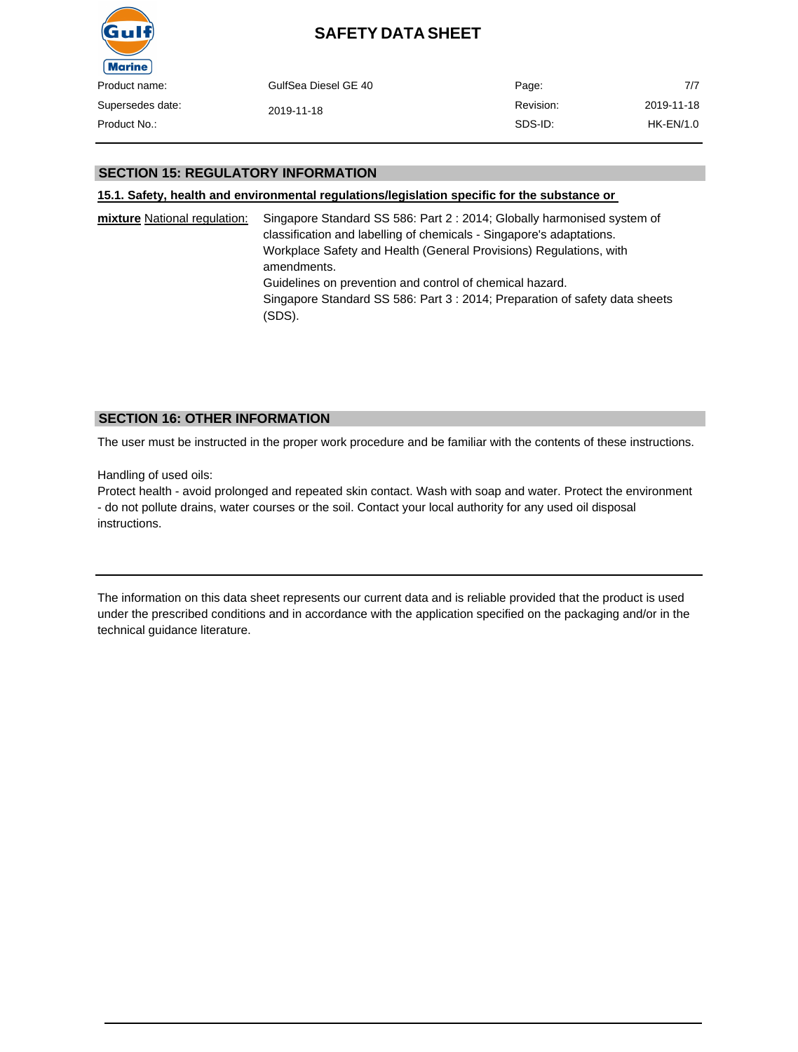## SECTION 15: REGULATORY INFORMATION

**15.1. Safety, health and environmental regulations/legislation specific for the substance or mixture**

National regulation:

Singapore Standard SS 586: Part 2 : 2014; Globally harmonised system of classification and labelling of chemicals - Singapore's adaptations.
Workplace Safety and Health (General Provisions) Regulations, with amendments.
Guidelines on prevention and control of chemical hazard.
Singapore Standard SS 586: Part 3 : 2014; Preparation of safety data sheets (SDS).

## SECTION 16: OTHER INFORMATION

The user must be instructed in the proper work procedure and be familiar with the contents of these instructions.

Handling of used oils:
Protect health - avoid prolonged and repeated skin contact. Wash with soap and water. Protect the environment - do not pollute drains, water courses or the soil. Contact your local authority for any used oil disposal instructions.

---

The information on this data sheet represents our current data and is reliable provided that the product is used under the prescribed conditions and in accordance with the application specified on the packaging and/or in the technical guidance literature.